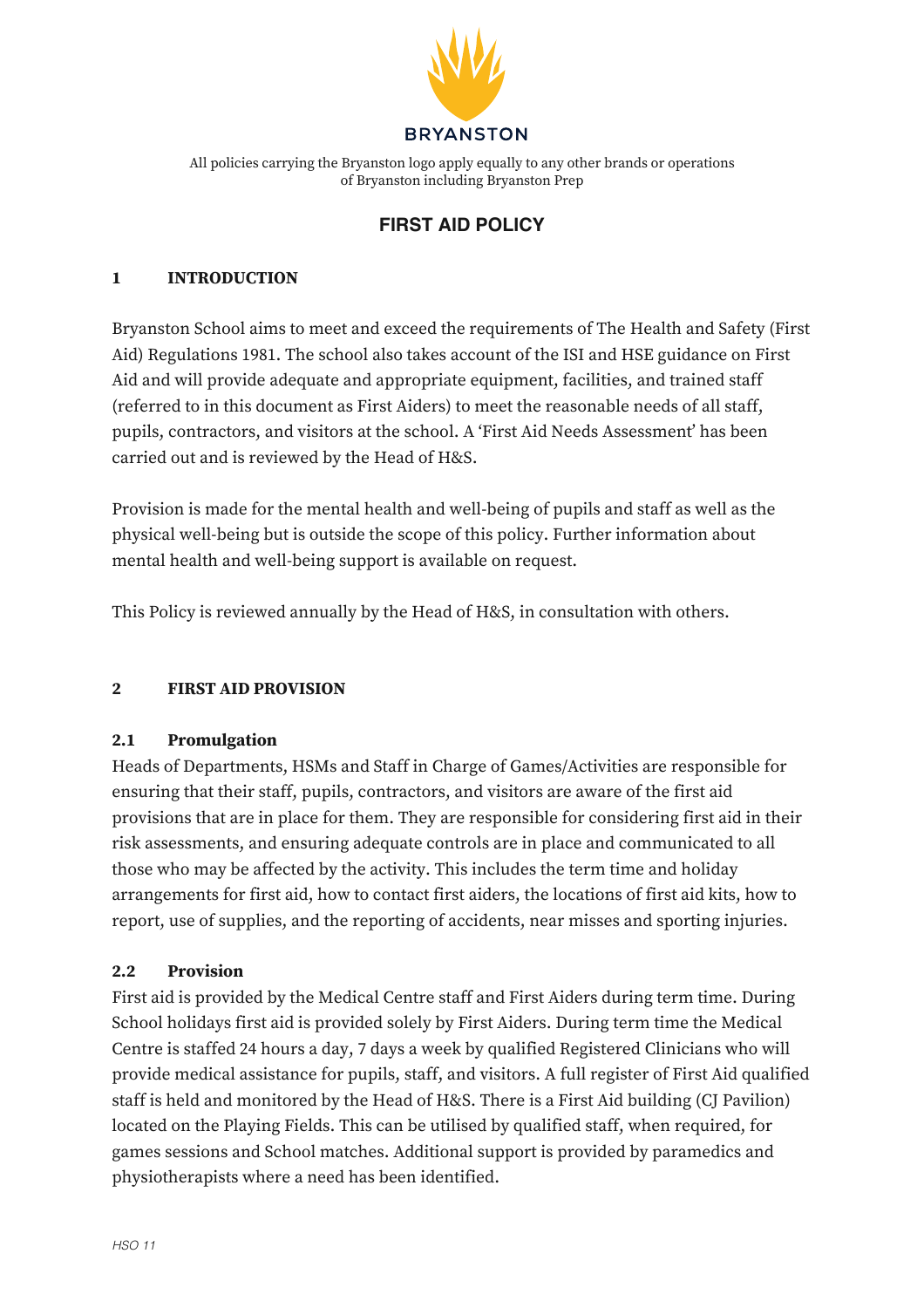BRYANSTON

All policies carrying the Bryanston logo apply equally to any other brands or operations of Bryanston including Bryanston Prep

# FIRST AID POLICY

## 1 INTRODUCTION

Bryanston School aims to meet and exceed the requirements of The Health and Safety (First Aid) Regulations 1981. The school also takes account of the ISI and HSE guidance on First Aid and will provide adequate and appropriate equipment, facilities, and trained staff (referred to in this document as First Aiders) to meet the reasonable needs of all staff, pupils, contractors, and visitors at the school. A 'First Aid Needs Assessment' has been carried out and is reviewed by the Head of H&S.

Provision is made for the mental health and well-being of pupils and staff as well as the physical well-being but is outside the scope of this policy. Further information about mental health and well-being support is available on request.

This Policy is reviewed annually by the Head of H&S, in consultation with others.

## 2 FIRST AID PROVISION

### 2.1 Promulgation

Heads of Departments, HSMs and Staff in Charge of Games/Activities are responsible for ensuring that their staff, pupils, contractors, and visitors are aware of the first aid provisions that are in place for them. They are responsible for considering first aid in their risk assessments, and ensuring adequate controls are in place and communicated to all those who may be affected by the activity. This includes the term time and holiday arrangements for first aid, how to contact first aiders, the locations of first aid kits, how to report, use of supplies, and the reporting of accidents, near misses and sporting injuries.

### 2.2 Provision

First aid is provided by the Medical Centre staff and First Aiders during term time. During School holidays first aid is provided solely by First Aiders. During term time the Medical Centre is staffed 24 hours a day, 7 days a week by qualified Registered Clinicians who will provide medical assistance for pupils, staff, and visitors. A full register of First Aid qualified staff is held and monitored by the Head of H&S. There is a First Aid building (CJ Pavilion) located on the Playing Fields. This can be utilised by qualified staff, when required, for games sessions and School matches. Additional support is provided by paramedics and physiotherapists where a need has been identified.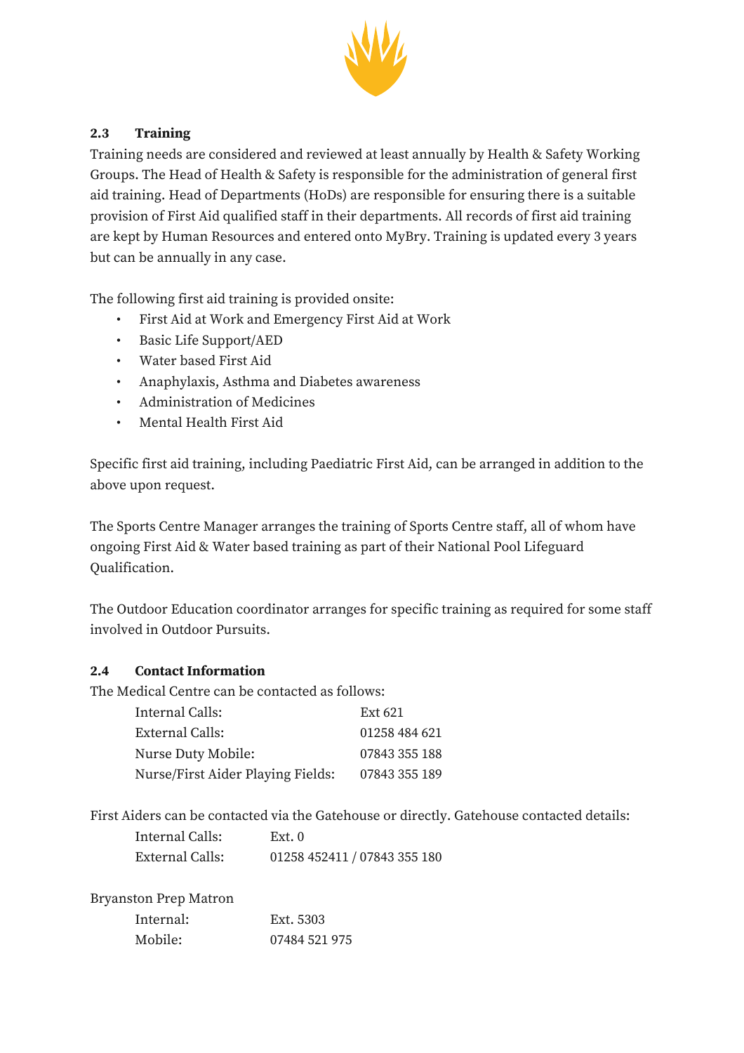### 2.3 Training

Training needs are considered and reviewed at least annually by Health & Safety Working Groups. The Head of Health & Safety is responsible for the administration of general first aid training. Head of Departments (HoDs) are responsible for ensuring there is a suitable provision of First Aid qualified staff in their departments. All records of first aid training are kept by Human Resources and entered onto MyBry. Training is updated every 3 years but can be annually in any case.

The following first aid training is provided onsite:

- First Aid at Work and Emergency First Aid at Work
- Basic Life Support/AED
- Water based First Aid
- Anaphylaxis, Asthma and Diabetes awareness
- Administration of Medicines
- Mental Health First Aid

Specific first aid training, including Paediatric First Aid, can be arranged in addition to the above upon request.

The Sports Centre Manager arranges the training of Sports Centre staff, all of whom have ongoing First Aid & Water based training as part of their National Pool Lifeguard Qualification.

The Outdoor Education coordinator arranges for specific training as required for some staff involved in Outdoor Pursuits.

### 2.4 Contact Information

The Medical Centre can be contacted as follows:

| | |
|---|---|
| Internal Calls: | Ext 621 |
| External Calls: | 01258 484 621 |
| Nurse Duty Mobile: | 07843 355 188 |
| Nurse/First Aider Playing Fields: | 07843 355 189 |

First Aiders can be contacted via the Gatehouse or directly. Gatehouse contacted details:

| | |
|---|---|
| Internal Calls: | Ext. 0 |
| External Calls: | 01258 452411 / 07843 355 180 |

Bryanston Prep Matron

| | |
|---|---|
| Internal: | Ext. 5303 |
| Mobile: | 07484 521 975 |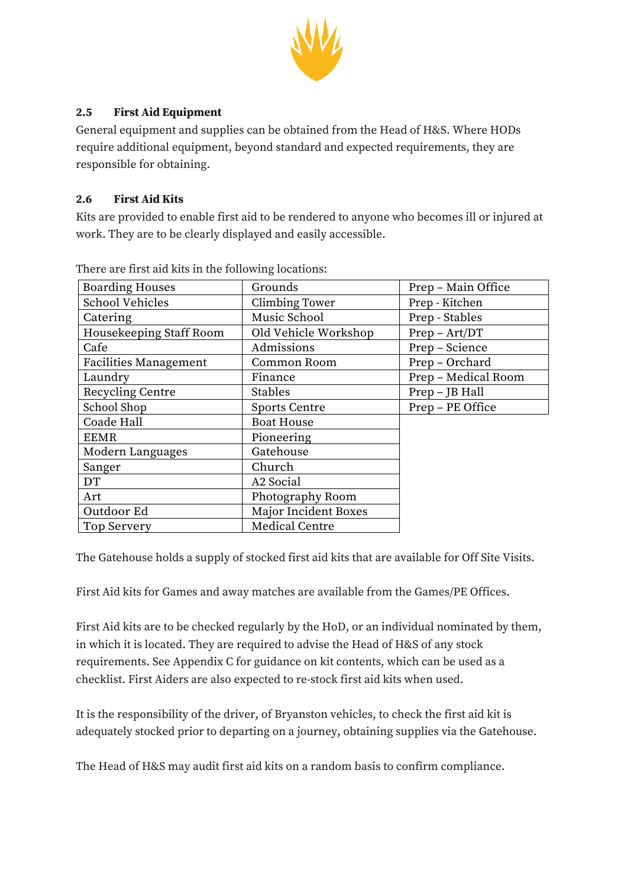### 2.5 First Aid Equipment

General equipment and supplies can be obtained from the Head of H&S. Where HODs require additional equipment, beyond standard and expected requirements, they are responsible for obtaining.

### 2.6 First Aid Kits

Kits are provided to enable first aid to be rendered to anyone who becomes ill or injured at work. They are to be clearly displayed and easily accessible.

There are first aid kits in the following locations:

| | | |
|---|---|---|
| Boarding Houses | Grounds | Prep – Main Office |
| School Vehicles | Climbing Tower | Prep - Kitchen |
| Catering | Music School | Prep - Stables |
| Housekeeping Staff Room | Old Vehicle Workshop | Prep – Art/DT |
| Cafe | Admissions | Prep – Science |
| Facilities Management | Common Room | Prep – Orchard |
| Laundry | Finance | Prep – Medical Room |
| Recycling Centre | Stables | Prep – JB Hall |
| School Shop | Sports Centre | Prep – PE Office |
| Coade Hall | Boat House | |
| EEMR | Pioneering | |
| Modern Languages | Gatehouse | |
| Sanger | Church | |
| DT | A2 Social | |
| Art | Photography Room | |
| Outdoor Ed | Major Incident Boxes | |
| Top Servery | Medical Centre | |

The Gatehouse holds a supply of stocked first aid kits that are available for Off Site Visits.

First Aid kits for Games and away matches are available from the Games/PE Offices.

First Aid kits are to be checked regularly by the HoD, or an individual nominated by them, in which it is located. They are required to advise the Head of H&S of any stock requirements. See Appendix C for guidance on kit contents, which can be used as a checklist. First Aiders are also expected to re-stock first aid kits when used.

It is the responsibility of the driver, of Bryanston vehicles, to check the first aid kit is adequately stocked prior to departing on a journey, obtaining supplies via the Gatehouse.

The Head of H&S may audit first aid kits on a random basis to confirm compliance.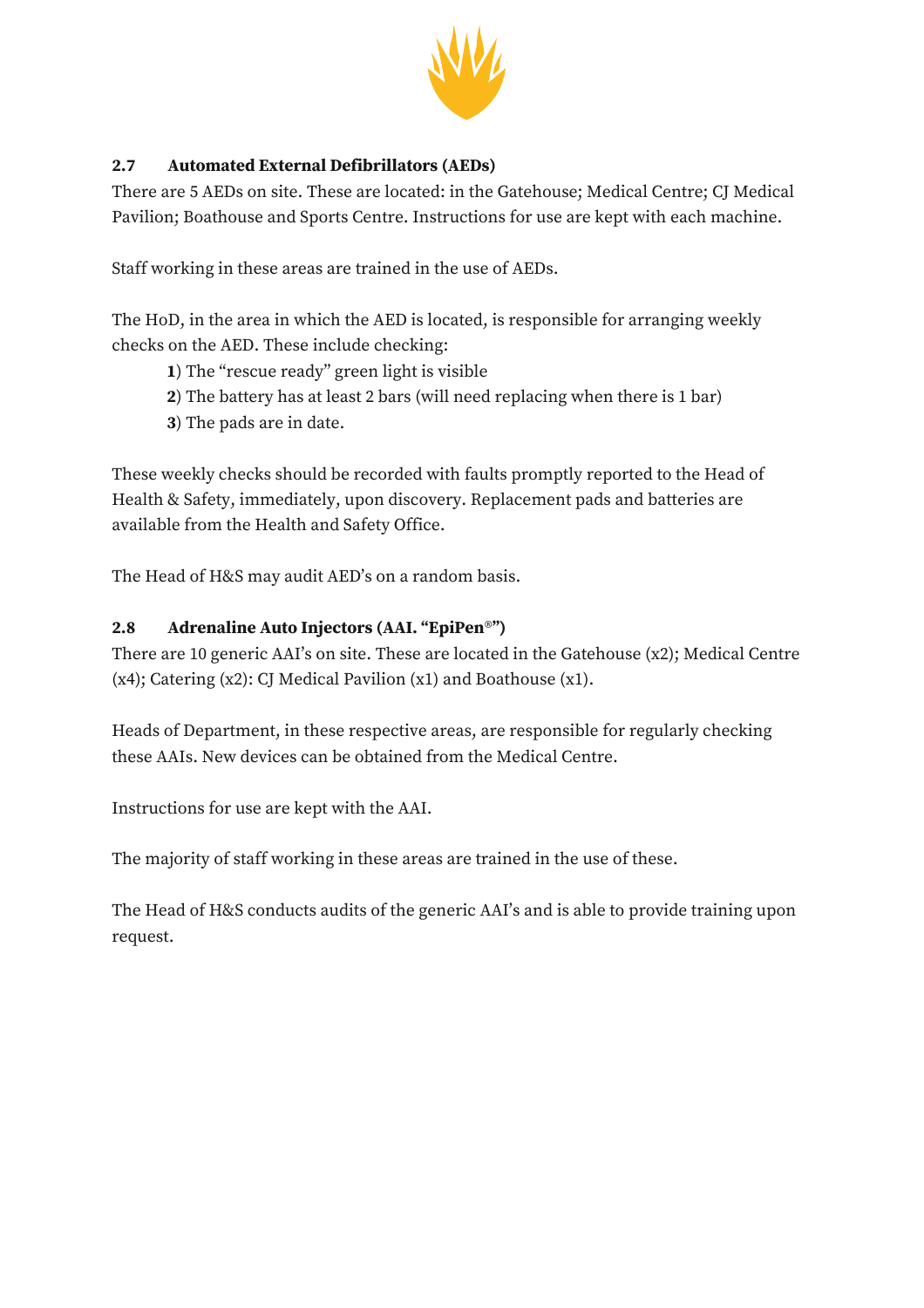### 2.7 Automated External Defibrillators (AEDs)

There are 5 AEDs on site. These are located: in the Gatehouse; Medical Centre; CJ Medical Pavilion; Boathouse and Sports Centre. Instructions for use are kept with each machine.

Staff working in these areas are trained in the use of AEDs.

The HoD, in the area in which the AED is located, is responsible for arranging weekly checks on the AED. These include checking:

**1**) The "rescue ready" green light is visible
**2**) The battery has at least 2 bars (will need replacing when there is 1 bar)
**3**) The pads are in date.

These weekly checks should be recorded with faults promptly reported to the Head of Health & Safety, immediately, upon discovery. Replacement pads and batteries are available from the Health and Safety Office.

The Head of H&S may audit AED's on a random basis.

### 2.8 Adrenaline Auto Injectors (AAI. "EpiPen®")

There are 10 generic AAI's on site. These are located in the Gatehouse (x2); Medical Centre (x4); Catering (x2): CJ Medical Pavilion (x1) and Boathouse (x1).

Heads of Department, in these respective areas, are responsible for regularly checking these AAIs. New devices can be obtained from the Medical Centre.

Instructions for use are kept with the AAI.

The majority of staff working in these areas are trained in the use of these.

The Head of H&S conducts audits of the generic AAI's and is able to provide training upon request.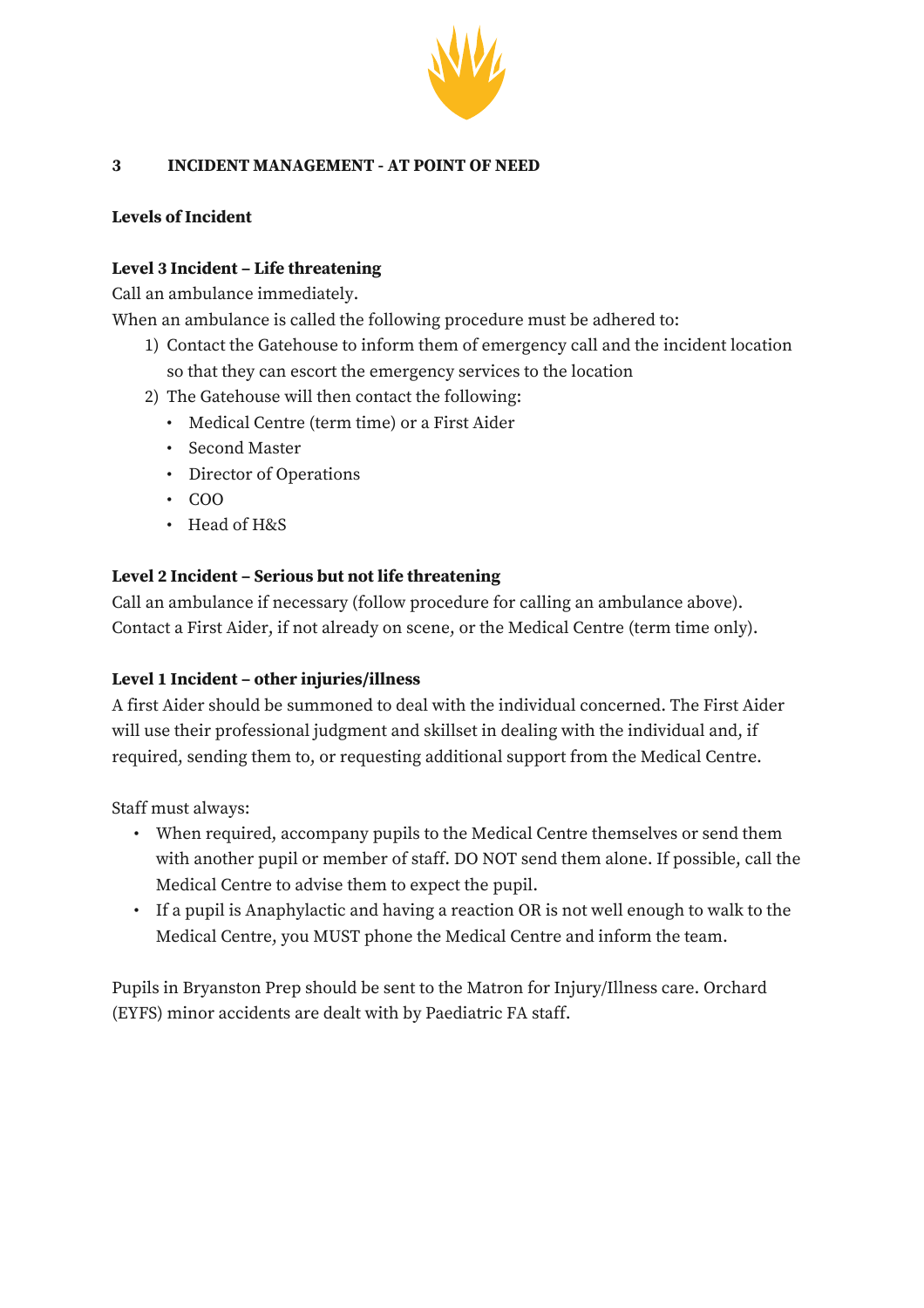## 3 INCIDENT MANAGEMENT - AT POINT OF NEED

**Levels of Incident**

**Level 3 Incident – Life threatening**

Call an ambulance immediately.

When an ambulance is called the following procedure must be adhered to:

1) Contact the Gatehouse to inform them of emergency call and the incident location so that they can escort the emergency services to the location
2) The Gatehouse will then contact the following:
   - Medical Centre (term time) or a First Aider
   - Second Master
   - Director of Operations
   - COO
   - Head of H&S

**Level 2 Incident – Serious but not life threatening**

Call an ambulance if necessary (follow procedure for calling an ambulance above).
Contact a First Aider, if not already on scene, or the Medical Centre (term time only).

**Level 1 Incident – other injuries/illness**

A first Aider should be summoned to deal with the individual concerned. The First Aider will use their professional judgment and skillset in dealing with the individual and, if required, sending them to, or requesting additional support from the Medical Centre.

Staff must always:

- When required, accompany pupils to the Medical Centre themselves or send them with another pupil or member of staff. DO NOT send them alone. If possible, call the Medical Centre to advise them to expect the pupil.
- If a pupil is Anaphylactic and having a reaction OR is not well enough to walk to the Medical Centre, you MUST phone the Medical Centre and inform the team.

Pupils in Bryanston Prep should be sent to the Matron for Injury/Illness care. Orchard (EYFS) minor accidents are dealt with by Paediatric FA staff.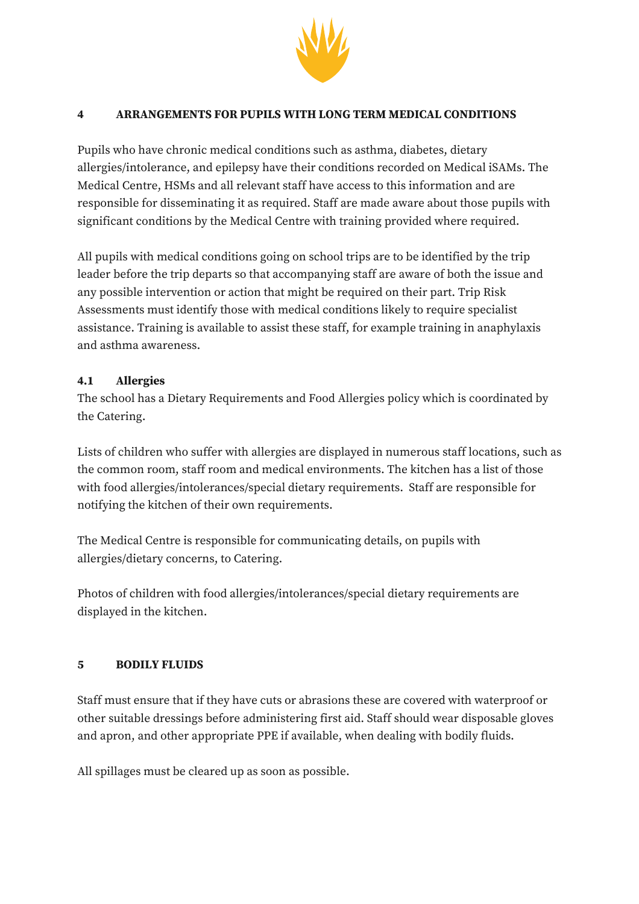## 4 ARRANGEMENTS FOR PUPILS WITH LONG TERM MEDICAL CONDITIONS

Pupils who have chronic medical conditions such as asthma, diabetes, dietary allergies/intolerance, and epilepsy have their conditions recorded on Medical iSAMs. The Medical Centre, HSMs and all relevant staff have access to this information and are responsible for disseminating it as required. Staff are made aware about those pupils with significant conditions by the Medical Centre with training provided where required.

All pupils with medical conditions going on school trips are to be identified by the trip leader before the trip departs so that accompanying staff are aware of both the issue and any possible intervention or action that might be required on their part. Trip Risk Assessments must identify those with medical conditions likely to require specialist assistance. Training is available to assist these staff, for example training in anaphylaxis and asthma awareness.

### 4.1 Allergies

The school has a Dietary Requirements and Food Allergies policy which is coordinated by the Catering.

Lists of children who suffer with allergies are displayed in numerous staff locations, such as the common room, staff room and medical environments. The kitchen has a list of those with food allergies/intolerances/special dietary requirements. Staff are responsible for notifying the kitchen of their own requirements.

The Medical Centre is responsible for communicating details, on pupils with allergies/dietary concerns, to Catering.

Photos of children with food allergies/intolerances/special dietary requirements are displayed in the kitchen.

## 5 BODILY FLUIDS

Staff must ensure that if they have cuts or abrasions these are covered with waterproof or other suitable dressings before administering first aid. Staff should wear disposable gloves and apron, and other appropriate PPE if available, when dealing with bodily fluids.

All spillages must be cleared up as soon as possible.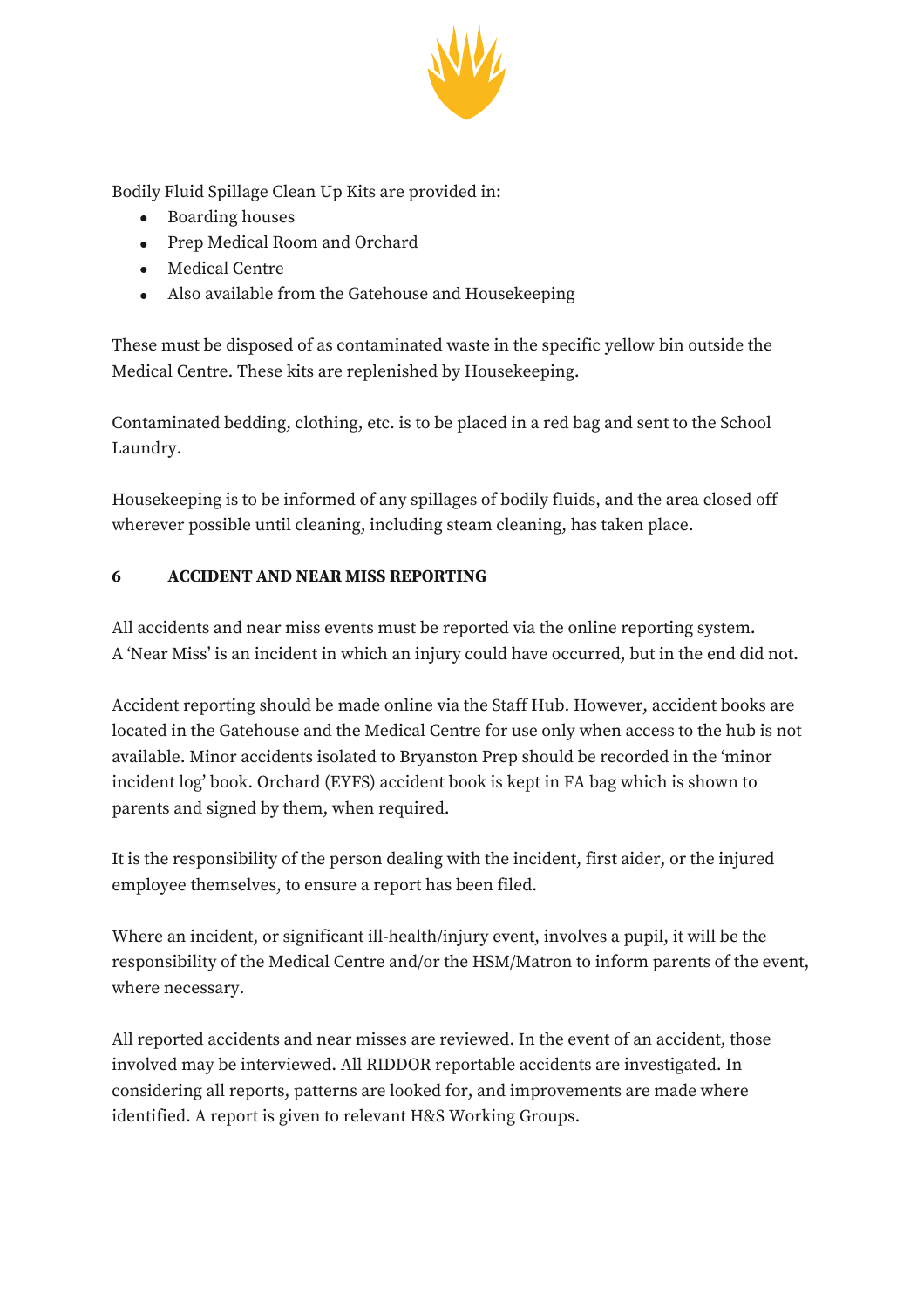Bodily Fluid Spillage Clean Up Kits are provided in:

- Boarding houses
- Prep Medical Room and Orchard
- Medical Centre
- Also available from the Gatehouse and Housekeeping

These must be disposed of as contaminated waste in the specific yellow bin outside the Medical Centre. These kits are replenished by Housekeeping.

Contaminated bedding, clothing, etc. is to be placed in a red bag and sent to the School Laundry.

Housekeeping is to be informed of any spillages of bodily fluids, and the area closed off wherever possible until cleaning, including steam cleaning, has taken place.

## 6 ACCIDENT AND NEAR MISS REPORTING

All accidents and near miss events must be reported via the online reporting system. A 'Near Miss' is an incident in which an injury could have occurred, but in the end did not.

Accident reporting should be made online via the Staff Hub. However, accident books are located in the Gatehouse and the Medical Centre for use only when access to the hub is not available. Minor accidents isolated to Bryanston Prep should be recorded in the 'minor incident log' book. Orchard (EYFS) accident book is kept in FA bag which is shown to parents and signed by them, when required.

It is the responsibility of the person dealing with the incident, first aider, or the injured employee themselves, to ensure a report has been filed.

Where an incident, or significant ill-health/injury event, involves a pupil, it will be the responsibility of the Medical Centre and/or the HSM/Matron to inform parents of the event, where necessary.

All reported accidents and near misses are reviewed. In the event of an accident, those involved may be interviewed. All RIDDOR reportable accidents are investigated. In considering all reports, patterns are looked for, and improvements are made where identified. A report is given to relevant H&S Working Groups.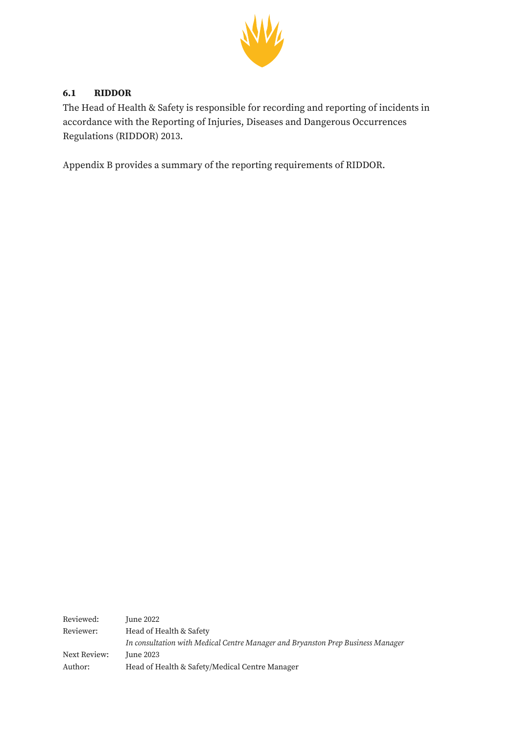### 6.1 RIDDOR

The Head of Health & Safety is responsible for recording and reporting of incidents in accordance with the Reporting of Injuries, Diseases and Dangerous Occurrences Regulations (RIDDOR) 2013.

Appendix B provides a summary of the reporting requirements of RIDDOR.

| | |
|---|---|
| Reviewed: | June 2022 |
| Reviewer: | Head of Health & Safety |
| | *In consultation with Medical Centre Manager and Bryanston Prep Business Manager* |
| Next Review: | June 2023 |
| Author: | Head of Health & Safety/Medical Centre Manager |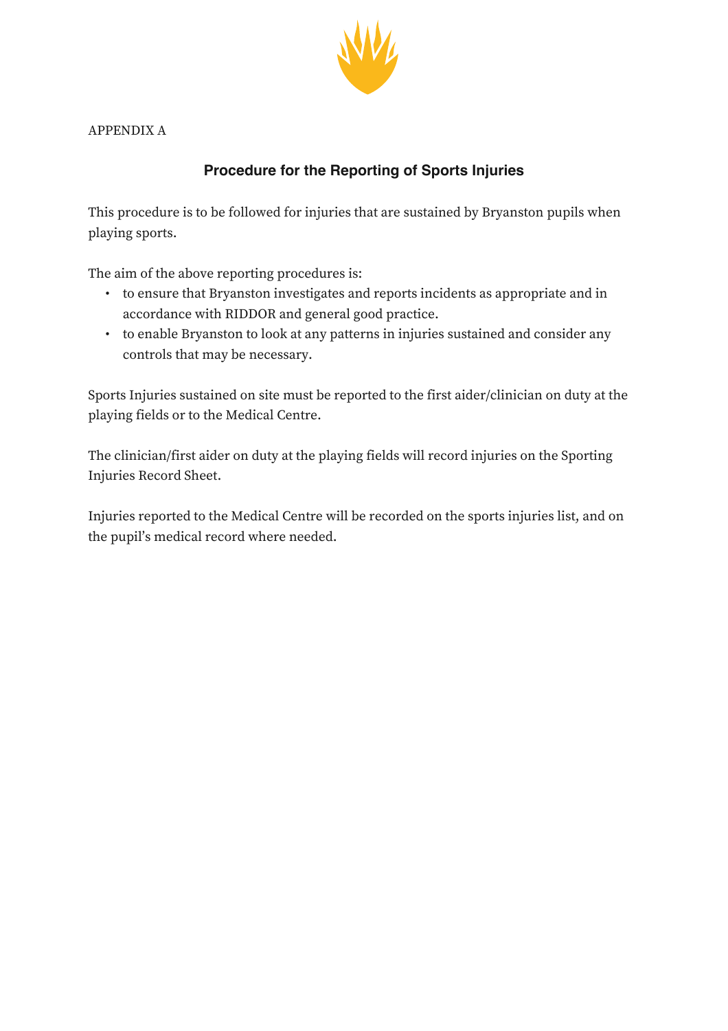APPENDIX A

## Procedure for the Reporting of Sports Injuries

This procedure is to be followed for injuries that are sustained by Bryanston pupils when playing sports.

The aim of the above reporting procedures is:

- to ensure that Bryanston investigates and reports incidents as appropriate and in accordance with RIDDOR and general good practice.
- to enable Bryanston to look at any patterns in injuries sustained and consider any controls that may be necessary.

Sports Injuries sustained on site must be reported to the first aider/clinician on duty at the playing fields or to the Medical Centre.

The clinician/first aider on duty at the playing fields will record injuries on the Sporting Injuries Record Sheet.

Injuries reported to the Medical Centre will be recorded on the sports injuries list, and on the pupil's medical record where needed.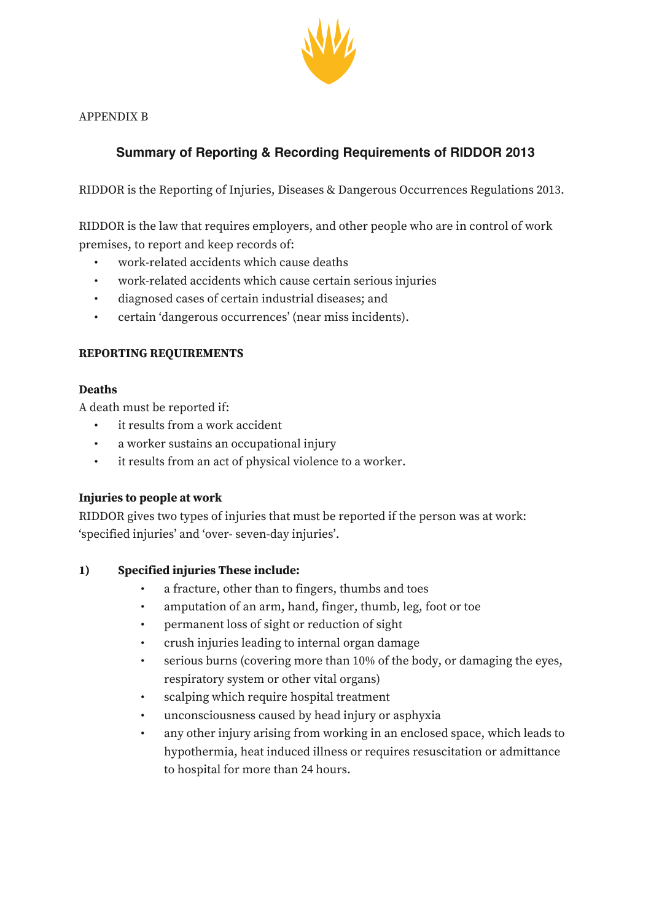APPENDIX B

## Summary of Reporting & Recording Requirements of RIDDOR 2013

RIDDOR is the Reporting of Injuries, Diseases & Dangerous Occurrences Regulations 2013.

RIDDOR is the law that requires employers, and other people who are in control of work premises, to report and keep records of:

- work-related accidents which cause deaths
- work-related accidents which cause certain serious injuries
- diagnosed cases of certain industrial diseases; and
- certain 'dangerous occurrences' (near miss incidents).

**REPORTING REQUIREMENTS**

**Deaths**

A death must be reported if:

- it results from a work accident
- a worker sustains an occupational injury
- it results from an act of physical violence to a worker.

**Injuries to people at work**

RIDDOR gives two types of injuries that must be reported if the person was at work: 'specified injuries' and 'over- seven-day injuries'.

**1) Specified injuries These include:**

- a fracture, other than to fingers, thumbs and toes
- amputation of an arm, hand, finger, thumb, leg, foot or toe
- permanent loss of sight or reduction of sight
- crush injuries leading to internal organ damage
- serious burns (covering more than 10% of the body, or damaging the eyes, respiratory system or other vital organs)
- scalping which require hospital treatment
- unconsciousness caused by head injury or asphyxia
- any other injury arising from working in an enclosed space, which leads to hypothermia, heat induced illness or requires resuscitation or admittance to hospital for more than 24 hours.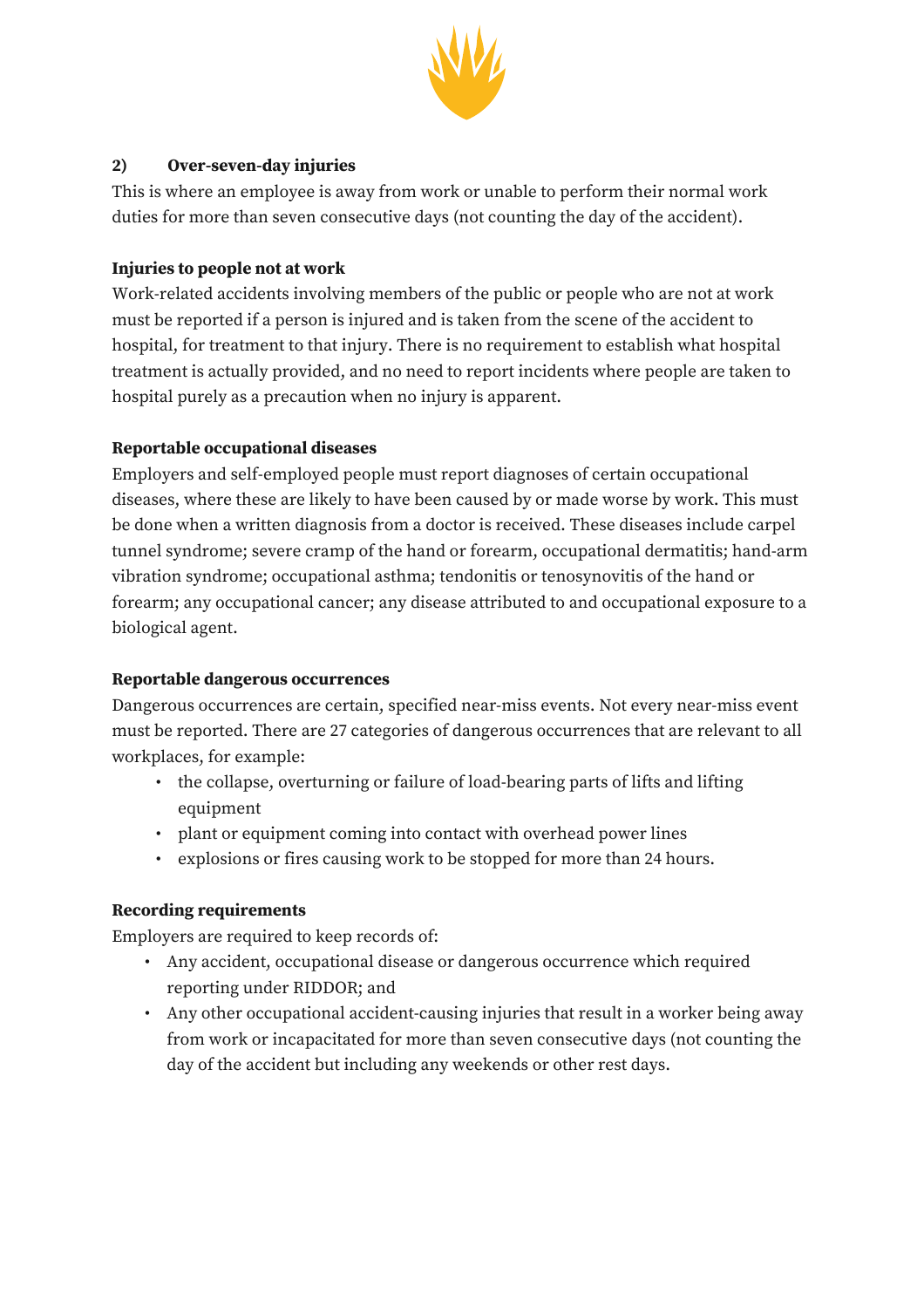**2) Over-seven-day injuries**

This is where an employee is away from work or unable to perform their normal work duties for more than seven consecutive days (not counting the day of the accident).

**Injuries to people not at work**

Work-related accidents involving members of the public or people who are not at work must be reported if a person is injured and is taken from the scene of the accident to hospital, for treatment to that injury. There is no requirement to establish what hospital treatment is actually provided, and no need to report incidents where people are taken to hospital purely as a precaution when no injury is apparent.

**Reportable occupational diseases**

Employers and self-employed people must report diagnoses of certain occupational diseases, where these are likely to have been caused by or made worse by work. This must be done when a written diagnosis from a doctor is received. These diseases include carpel tunnel syndrome; severe cramp of the hand or forearm, occupational dermatitis; hand-arm vibration syndrome; occupational asthma; tendonitis or tenosynovitis of the hand or forearm; any occupational cancer; any disease attributed to and occupational exposure to a biological agent.

**Reportable dangerous occurrences**

Dangerous occurrences are certain, specified near-miss events. Not every near-miss event must be reported. There are 27 categories of dangerous occurrences that are relevant to all workplaces, for example:

- the collapse, overturning or failure of load-bearing parts of lifts and lifting equipment
- plant or equipment coming into contact with overhead power lines
- explosions or fires causing work to be stopped for more than 24 hours.

**Recording requirements**

Employers are required to keep records of:

- Any accident, occupational disease or dangerous occurrence which required reporting under RIDDOR; and
- Any other occupational accident-causing injuries that result in a worker being away from work or incapacitated for more than seven consecutive days (not counting the day of the accident but including any weekends or other rest days.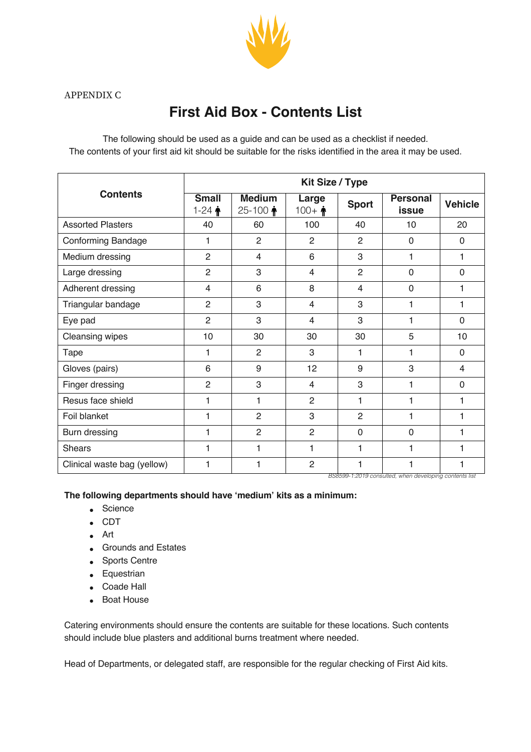APPENDIX C

# First Aid Box - Contents List

The following should be used as a guide and can be used as a checklist if needed.
The contents of your first aid kit should be suitable for the risks identified in the area it may be used.

| Contents | Kit Size / Type | | | | | |
|---|---|---|---|---|---|---|
| | Small 1-24 | Medium 25-100 | Large 100+ | Sport | Personal issue | Vehicle |
| Assorted Plasters | 40 | 60 | 100 | 40 | 10 | 20 |
| Conforming Bandage | 1 | 2 | 2 | 2 | 0 | 0 |
| Medium dressing | 2 | 4 | 6 | 3 | 1 | 1 |
| Large dressing | 2 | 3 | 4 | 2 | 0 | 0 |
| Adherent dressing | 4 | 6 | 8 | 4 | 0 | 1 |
| Triangular bandage | 2 | 3 | 4 | 3 | 1 | 1 |
| Eye pad | 2 | 3 | 4 | 3 | 1 | 0 |
| Cleansing wipes | 10 | 30 | 30 | 30 | 5 | 10 |
| Tape | 1 | 2 | 3 | 1 | 1 | 0 |
| Gloves (pairs) | 6 | 9 | 12 | 9 | 3 | 4 |
| Finger dressing | 2 | 3 | 4 | 3 | 1 | 0 |
| Resus face shield | 1 | 1 | 2 | 1 | 1 | 1 |
| Foil blanket | 1 | 2 | 3 | 2 | 1 | 1 |
| Burn dressing | 1 | 2 | 2 | 0 | 0 | 1 |
| Shears | 1 | 1 | 1 | 1 | 1 | 1 |
| Clinical waste bag (yellow) | 1 | 1 | 2 | 1 | 1 | 1 |

*BS8599-1:2019 consulted, when developing contents list*

**The following departments should have 'medium' kits as a minimum:**

- Science
- CDT
- Art
- Grounds and Estates
- Sports Centre
- Equestrian
- Coade Hall
- Boat House

Catering environments should ensure the contents are suitable for these locations. Such contents should include blue plasters and additional burns treatment where needed.

Head of Departments, or delegated staff, are responsible for the regular checking of First Aid kits.